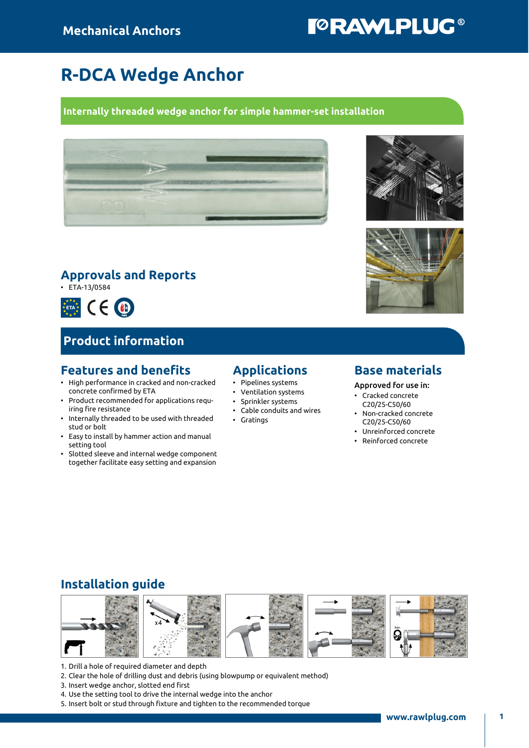Mechanical Anchors

# R-DCA Wedge Anchor

**Internally threaded wedge anchor for simple hammer-set installation**

## Approvals and Reports

- ETA-13/0584

# Product information

## Features and benefits

- High performance in cracked and non-cracked concrete confirmed by ETA
- Product recommended for applications requiring fire resistance
- Internally threaded to be used with threaded stud or bolt
- Easy to install by hammer action and manual setting tool
- Slotted sleeve and internal wedge component together facilitate easy setting and expansion

## Applications

- Pipelines systems
- Ventilation systems
- Sprinkler systems
- Cable conduits and wires
- Gratings

## Base materials

Approved for use in:

- Cracked concrete C20/25-C50/60
- Non-cracked concrete C20/25-C50/60
- Unreinforced concrete
- Reinforced concrete

## Installation guide

1. Drill a hole of required diameter and depth
2. Clear the hole of drilling dust and debris (using blowpump or equivalent method)
3. Insert wedge anchor, slotted end first
4. Use the setting tool to drive the internal wedge into the anchor
5. Insert bolt or stud through fixture and tighten to the recommended torque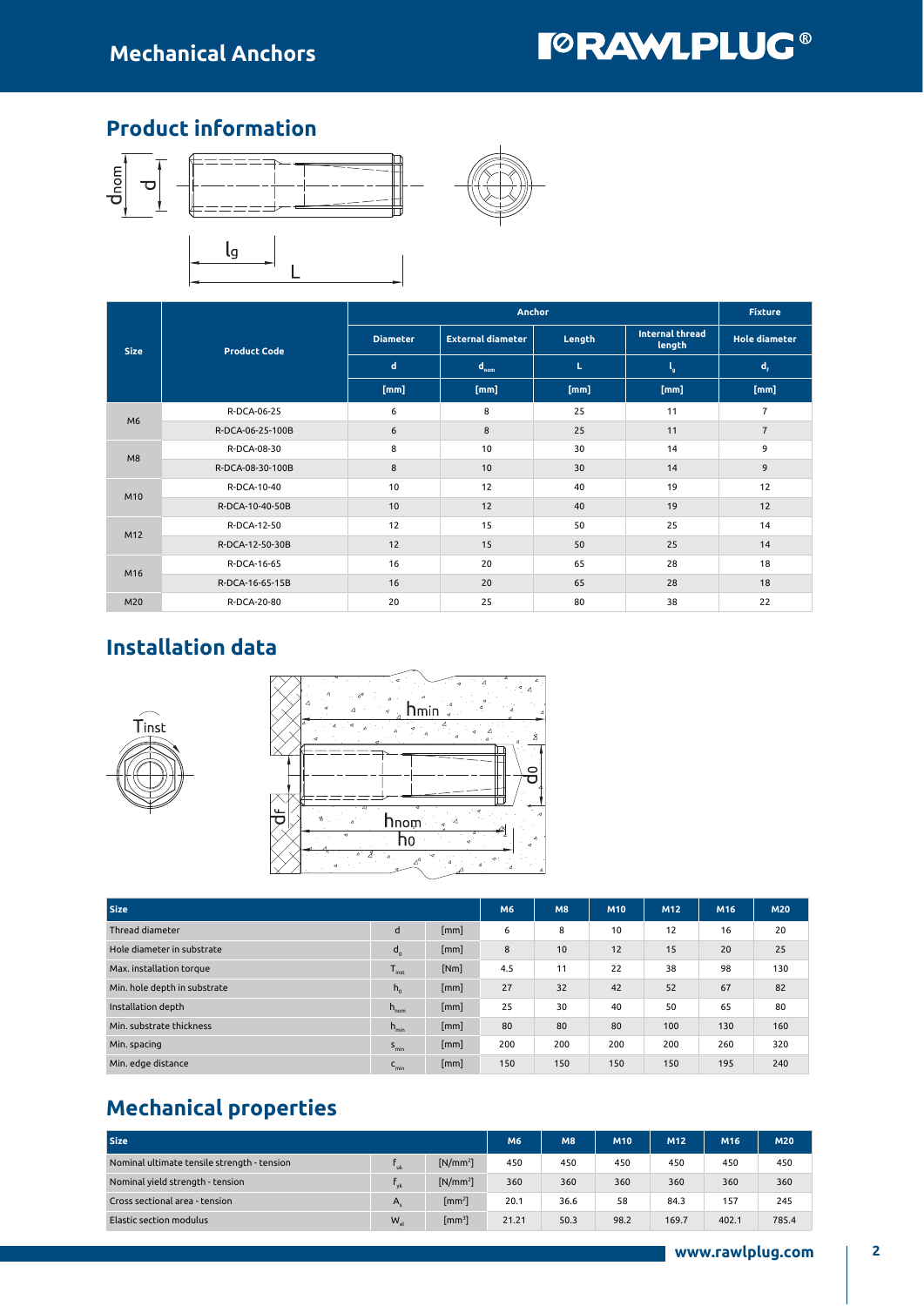## Product information

| Size | Product Code | Anchor | | | | Fixture |
|---|---|---|---|---|---|---|
| | | Diameter | External diameter | Length | Internal thread length | Hole diameter |
| | | d | $d_{nom}$ | L | $l_g$ | $d_f$ |
| | | [mm] | [mm] | [mm] | [mm] | [mm] |
| M6 | R-DCA-06-25 | 6 | 8 | 25 | 11 | 7 |
| | R-DCA-06-25-100B | 6 | 8 | 25 | 11 | 7 |
| M8 | R-DCA-08-30 | 8 | 10 | 30 | 14 | 9 |
| | R-DCA-08-30-100B | 8 | 10 | 30 | 14 | 9 |
| M10 | R-DCA-10-40 | 10 | 12 | 40 | 19 | 12 |
| | R-DCA-10-40-50B | 10 | 12 | 40 | 19 | 12 |
| M12 | R-DCA-12-50 | 12 | 15 | 50 | 25 | 14 |
| | R-DCA-12-50-30B | 12 | 15 | 50 | 25 | 14 |
| M16 | R-DCA-16-65 | 16 | 20 | 65 | 28 | 18 |
| | R-DCA-16-65-15B | 16 | 20 | 65 | 28 | 18 |
| M20 | R-DCA-20-80 | 20 | 25 | 80 | 38 | 22 |

## Installation data

| Size | | | M6 | M8 | M10 | M12 | M16 | M20 |
|---|---|---|---|---|---|---|---|---|
| Thread diameter | d | [mm] | 6 | 8 | 10 | 12 | 16 | 20 |
| Hole diameter in substrate | $d_0$ | [mm] | 8 | 10 | 12 | 15 | 20 | 25 |
| Max. installation torque | $T_{inst}$ | [Nm] | 4.5 | 11 | 22 | 38 | 98 | 130 |
| Min. hole depth in substrate | $h_0$ | [mm] | 27 | 32 | 42 | 52 | 67 | 82 |
| Installation depth | $h_{nom}$ | [mm] | 25 | 30 | 40 | 50 | 65 | 80 |
| Min. substrate thickness | $h_{min}$ | [mm] | 80 | 80 | 80 | 100 | 130 | 160 |
| Min. spacing | $s_{min}$ | [mm] | 200 | 200 | 200 | 200 | 260 | 320 |
| Min. edge distance | $c_{min}$ | [mm] | 150 | 150 | 150 | 150 | 195 | 240 |

## Mechanical properties

| Size | | | M6 | M8 | M10 | M12 | M16 | M20 |
|---|---|---|---|---|---|---|---|---|
| Nominal ultimate tensile strength - tension | $f_{uk}$ | [N/mm$^2$] | 450 | 450 | 450 | 450 | 450 | 450 |
| Nominal yield strength - tension | $f_{yk}$ | [N/mm$^2$] | 360 | 360 | 360 | 360 | 360 | 360 |
| Cross sectional area - tension | $A_s$ | [mm$^2$] | 20.1 | 36.6 | 58 | 84.3 | 157 | 245 |
| Elastic section modulus | $W_{el}$ | [mm$^3$] | 21.21 | 50.3 | 98.2 | 169.7 | 402.1 | 785.4 |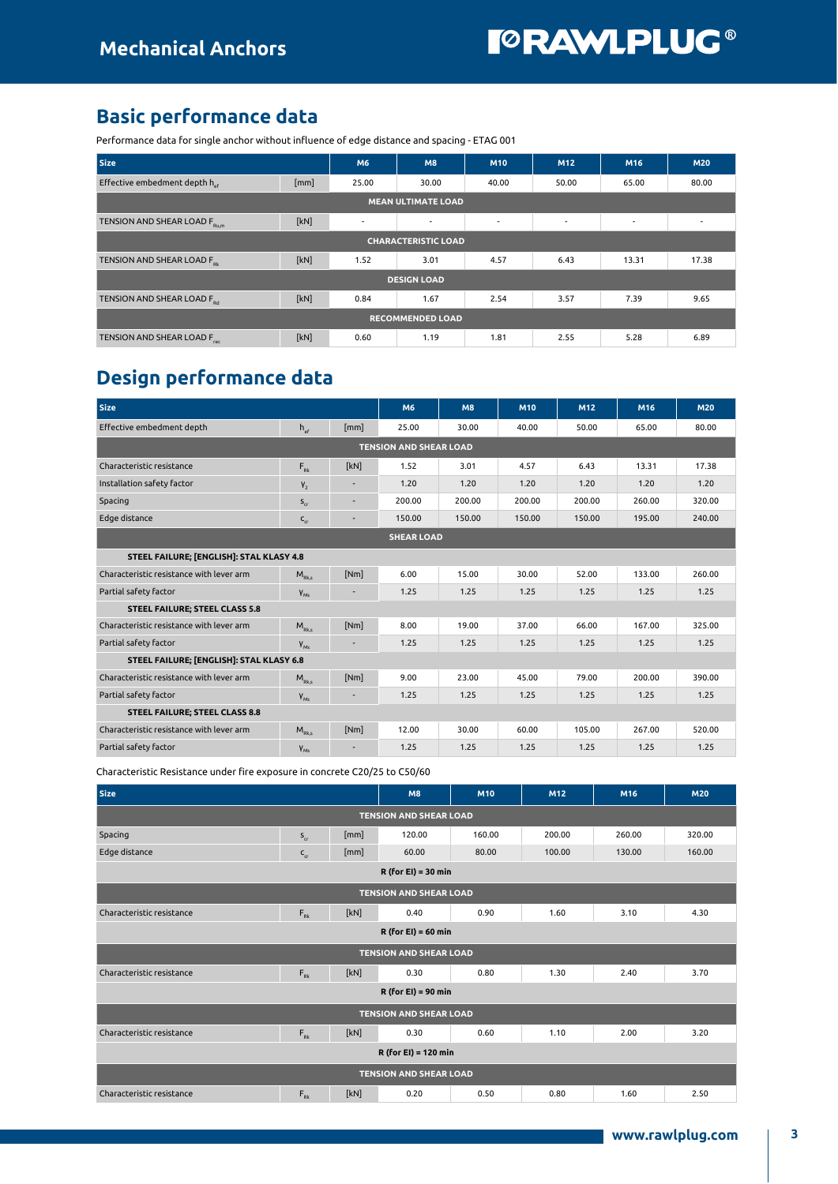## Basic performance data

Performance data for single anchor without influence of edge distance and spacing - ETAG 001

| Size | | M6 | M8 | M10 | M12 | M16 | M20 |
|---|---|---|---|---|---|---|---|
| Effective embedment depth $h_{ef}$ | [mm] | 25.00 | 30.00 | 40.00 | 50.00 | 65.00 | 80.00 |
| **MEAN ULTIMATE LOAD** | | | | | | | |
| TENSION AND SHEAR LOAD $F_{Ru,m}$ | [kN] | - | - | - | - | - | - |
| **CHARACTERISTIC LOAD** | | | | | | | |
| TENSION AND SHEAR LOAD $F_{Rk}$ | [kN] | 1.52 | 3.01 | 4.57 | 6.43 | 13.31 | 17.38 |
| **DESIGN LOAD** | | | | | | | |
| TENSION AND SHEAR LOAD $F_{Rd}$ | [kN] | 0.84 | 1.67 | 2.54 | 3.57 | 7.39 | 9.65 |
| **RECOMMENDED LOAD** | | | | | | | |
| TENSION AND SHEAR LOAD $F_{rec}$ | [kN] | 0.60 | 1.19 | 1.81 | 2.55 | 5.28 | 6.89 |

## Design performance data

| Size | | | M6 | M8 | M10 | M12 | M16 | M20 |
|---|---|---|---|---|---|---|---|---|
| Effective embedment depth | $h_{ef}$ | [mm] | 25.00 | 30.00 | 40.00 | 50.00 | 65.00 | 80.00 |
| **TENSION AND SHEAR LOAD** | | | | | | | | |
| Characteristic resistance | $F_{Rk}$ | [kN] | 1.52 | 3.01 | 4.57 | 6.43 | 13.31 | 17.38 |
| Installation safety factor | $\gamma_2$ | - | 1.20 | 1.20 | 1.20 | 1.20 | 1.20 | 1.20 |
| Spacing | $s_{cr}$ | - | 200.00 | 200.00 | 200.00 | 200.00 | 260.00 | 320.00 |
| Edge distance | $c_{cr}$ | - | 150.00 | 150.00 | 150.00 | 150.00 | 195.00 | 240.00 |
| **SHEAR LOAD** | | | | | | | | |
| **STEEL FAILURE; [ENGLISH]: STAL KLASY 4.8** | | | | | | | | |
| Characteristic resistance with lever arm | $M_{Rk,s}$ | [Nm] | 6.00 | 15.00 | 30.00 | 52.00 | 133.00 | 260.00 |
| Partial safety factor | $\gamma_{Ms}$ | - | 1.25 | 1.25 | 1.25 | 1.25 | 1.25 | 1.25 |
| **STEEL FAILURE; STEEL CLASS 5.8** | | | | | | | | |
| Characteristic resistance with lever arm | $M_{Rk,s}$ | [Nm] | 8.00 | 19.00 | 37.00 | 66.00 | 167.00 | 325.00 |
| Partial safety factor | $\gamma_{Ms}$ | - | 1.25 | 1.25 | 1.25 | 1.25 | 1.25 | 1.25 |
| **STEEL FAILURE; [ENGLISH]: STAL KLASY 6.8** | | | | | | | | |
| Characteristic resistance with lever arm | $M_{Rk,s}$ | [Nm] | 9.00 | 23.00 | 45.00 | 79.00 | 200.00 | 390.00 |
| Partial safety factor | $\gamma_{Ms}$ | - | 1.25 | 1.25 | 1.25 | 1.25 | 1.25 | 1.25 |
| **STEEL FAILURE; STEEL CLASS 8.8** | | | | | | | | |
| Characteristic resistance with lever arm | $M_{Rk,s}$ | [Nm] | 12.00 | 30.00 | 60.00 | 105.00 | 267.00 | 520.00 |
| Partial safety factor | $\gamma_{Ms}$ | - | 1.25 | 1.25 | 1.25 | 1.25 | 1.25 | 1.25 |

Characteristic Resistance under fire exposure in concrete C20/25 to C50/60

| Size | | | M8 | M10 | M12 | M16 | M20 |
|---|---|---|---|---|---|---|---|
| **TENSION AND SHEAR LOAD** | | | | | | | |
| Spacing | $s_{cr}$ | [mm] | 120.00 | 160.00 | 200.00 | 260.00 | 320.00 |
| Edge distance | $c_{cr}$ | [mm] | 60.00 | 80.00 | 100.00 | 130.00 | 160.00 |
| **R (for EI) = 30 min** | | | | | | | |
| **TENSION AND SHEAR LOAD** | | | | | | | |
| Characteristic resistance | $F_{Rk}$ | [kN] | 0.40 | 0.90 | 1.60 | 3.10 | 4.30 |
| **R (for EI) = 60 min** | | | | | | | |
| **TENSION AND SHEAR LOAD** | | | | | | | |
| Characteristic resistance | $F_{Rk}$ | [kN] | 0.30 | 0.80 | 1.30 | 2.40 | 3.70 |
| **R (for EI) = 90 min** | | | | | | | |
| **TENSION AND SHEAR LOAD** | | | | | | | |
| Characteristic resistance | $F_{Rk}$ | [kN] | 0.30 | 0.60 | 1.10 | 2.00 | 3.20 |
| **R (for EI) = 120 min** | | | | | | | |
| **TENSION AND SHEAR LOAD** | | | | | | | |
| Characteristic resistance | $F_{Rk}$ | [kN] | 0.20 | 0.50 | 0.80 | 1.60 | 2.50 |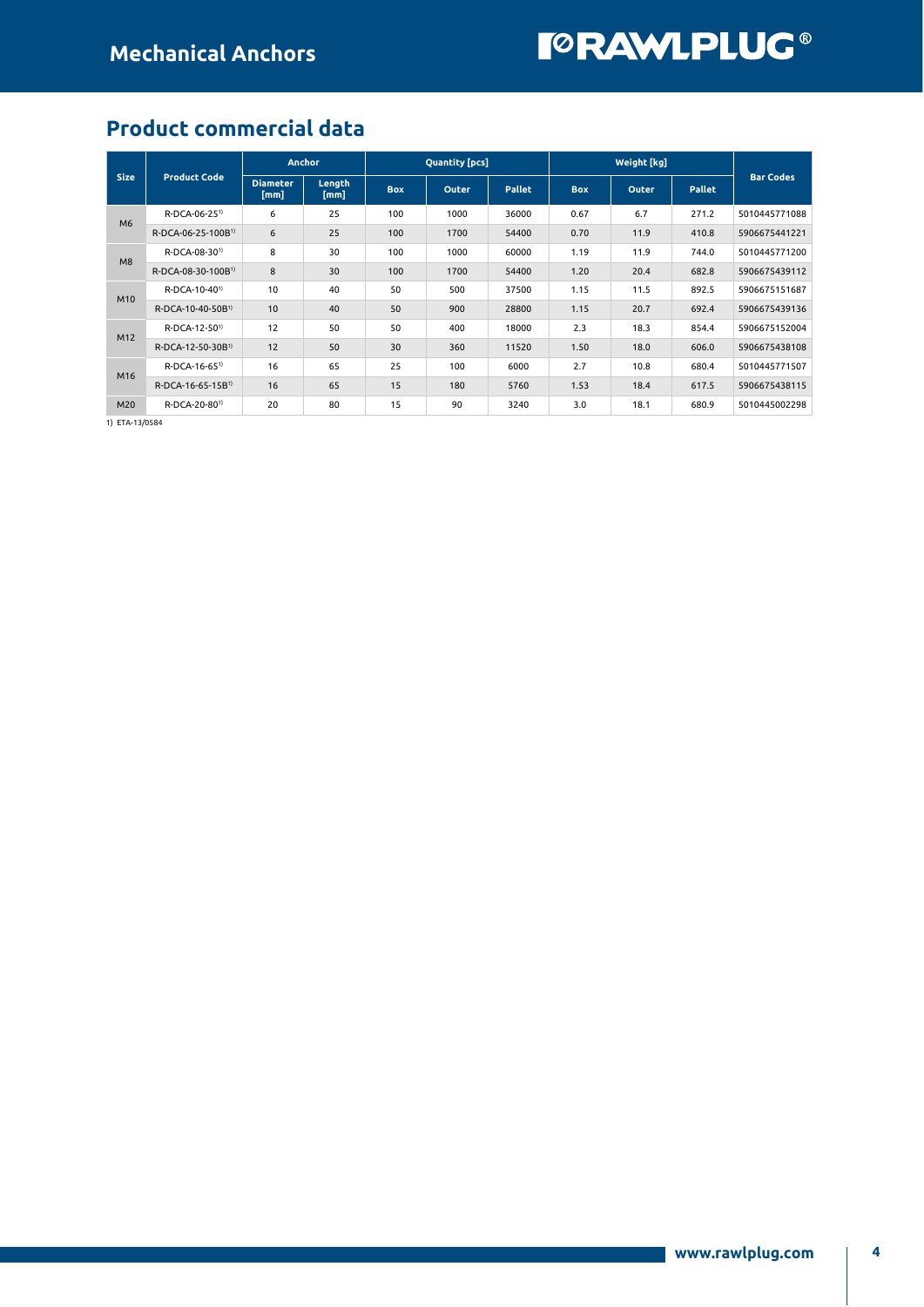## Product commercial data

| Size | Product Code | Anchor | | Quantity [pcs] | | | Weight [kg] | | | Bar Codes |
|---|---|---|---|---|---|---|---|---|---|---|
| | | Diameter [mm] | Length [mm] | Box | Outer | Pallet | Box | Outer | Pallet | |
| M6 | R-DCA-06-25[1] | 6 | 25 | 100 | 1000 | 36000 | 0.67 | 6.7 | 271.2 | 5010445771088 |
| | R-DCA-06-25-100B[1] | 6 | 25 | 100 | 1700 | 54400 | 0.70 | 11.9 | 410.8 | 5906675441221 |
| M8 | R-DCA-08-30[1] | 8 | 30 | 100 | 1000 | 60000 | 1.19 | 11.9 | 744.0 | 5010445771200 |
| | R-DCA-08-30-100B[1] | 8 | 30 | 100 | 1700 | 54400 | 1.20 | 20.4 | 682.8 | 5906675439112 |
| M10 | R-DCA-10-40[1] | 10 | 40 | 50 | 500 | 37500 | 1.15 | 11.5 | 892.5 | 5906675151687 |
| | R-DCA-10-40-50B[1] | 10 | 40 | 50 | 900 | 28800 | 1.15 | 20.7 | 692.4 | 5906675439136 |
| M12 | R-DCA-12-50[1] | 12 | 50 | 50 | 400 | 18000 | 2.3 | 18.3 | 854.4 | 5906675152004 |
| | R-DCA-12-50-30B[1] | 12 | 50 | 30 | 360 | 11520 | 1.50 | 18.0 | 606.0 | 5906675438108 |
| M16 | R-DCA-16-65[1] | 16 | 65 | 25 | 100 | 6000 | 2.7 | 10.8 | 680.4 | 5010445771507 |
| | R-DCA-16-65-15B[1] | 16 | 65 | 15 | 180 | 5760 | 1.53 | 18.4 | 617.5 | 5906675438115 |
| M20 | R-DCA-20-80[1] | 20 | 80 | 15 | 90 | 3240 | 3.0 | 18.1 | 680.9 | 5010445002298 |

1) ETA-13/0584